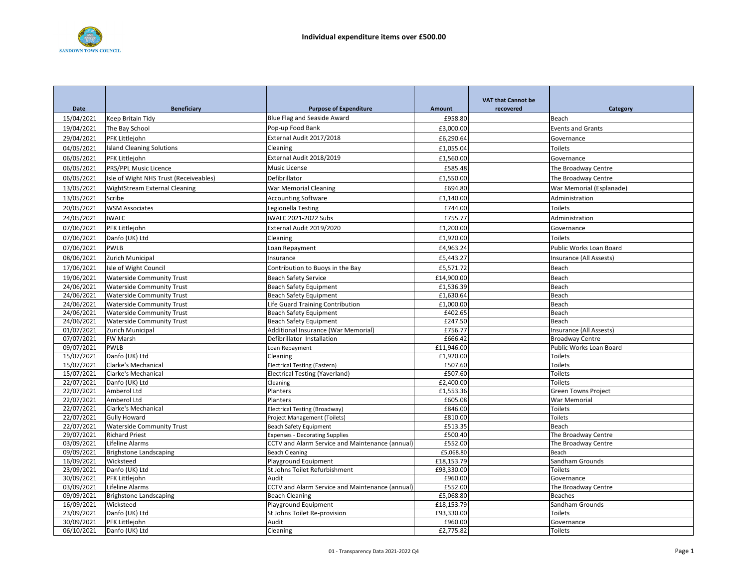# Individual expenditure items over £500.00

| Date | Beneficiary | Purpose of Expenditure | Amount | VAT that Cannot be recovered | Category |
|---|---|---|---|---|---|
| 15/04/2021 | Keep Britain Tidy | Blue Flag and Seaside Award | £958.80 | | Beach |
| 19/04/2021 | The Bay School | Pop-up Food Bank | £3,000.00 | | Events and Grants |
| 29/04/2021 | PFK Littlejohn | External Audit 2017/2018 | £6,290.64 | | Governance |
| 04/05/2021 | Island Cleaning Solutions | Cleaning | £1,055.04 | | Toilets |
| 06/05/2021 | PFK Littlejohn | External Audit 2018/2019 | £1,560.00 | | Governance |
| 06/05/2021 | PRS/PPL Music Licence | Music License | £585.48 | | The Broadway Centre |
| 06/05/2021 | Isle of Wight NHS Trust (Receiveables) | Defibrillator | £1,550.00 | | The Broadway Centre |
| 13/05/2021 | WightStream External Cleaning | War Memorial Cleaning | £694.80 | | War Memorial (Esplanade) |
| 13/05/2021 | Scribe | Accounting Software | £1,140.00 | | Administration |
| 20/05/2021 | WSM Associates | Legionella Testing | £744.00 | | Toilets |
| 24/05/2021 | IWALC | IWALC 2021-2022 Subs | £755.77 | | Administration |
| 07/06/2021 | PFK Littlejohn | External Audit 2019/2020 | £1,200.00 | | Governance |
| 07/06/2021 | Danfo (UK) Ltd | Cleaning | £1,920.00 | | Toilets |
| 07/06/2021 | PWLB | Loan Repayment | £4,963.24 | | Public Works Loan Board |
| 08/06/2021 | Zurich Municipal | Insurance | £5,443.27 | | Insurance (All Assests) |
| 17/06/2021 | Isle of Wight Council | Contribution to Buoys in the Bay | £5,571.72 | | Beach |
| 19/06/2021 | Waterside Community Trust | Beach Safety Service | £14,900.00 | | Beach |
| 24/06/2021 | Waterside Community Trust | Beach Safety Equipment | £1,536.39 | | Beach |
| 24/06/2021 | Waterside Community Trust | Beach Safety Equipment | £1,630.64 | | Beach |
| 24/06/2021 | Waterside Community Trust | Life Guard Training Contribution | £1,000.00 | | Beach |
| 24/06/2021 | Waterside Community Trust | Beach Safety Equipment | £402.65 | | Beach |
| 24/06/2021 | Waterside Community Trust | Beach Safety Equipment | £247.50 | | Beach |
| 01/07/2021 | Zurich Municipal | Additional Insurance (War Memorial) | £756.77 | | Insurance (All Assests) |
| 07/07/2021 | FW Marsh | Defibrillator Installation | £666.42 | | Broadway Centre |
| 09/07/2021 | PWLB | Loan Repayment | £11,946.00 | | Public Works Loan Board |
| 15/07/2021 | Danfo (UK) Ltd | Cleaning | £1,920.00 | | Toilets |
| 15/07/2021 | Clarke's Mechanical | Electrical Testing (Eastern) | £507.60 | | Toilets |
| 15/07/2021 | Clarke's Mechanical | Electrical Testing (Yaverland) | £507.60 | | Toilets |
| 22/07/2021 | Danfo (UK) Ltd | Cleaning | £2,400.00 | | Toilets |
| 22/07/2021 | Amberol Ltd | Planters | £1,553.36 | | Green Towns Project |
| 22/07/2021 | Amberol Ltd | Planters | £605.08 | | War Memorial |
| 22/07/2021 | Clarke's Mechanical | Electrical Testing (Broadway) | £846.00 | | Toilets |
| 22/07/2021 | Gully Howard | Project Management (Toilets) | £810.00 | | Toilets |
| 22/07/2021 | Waterside Community Trust | Beach Safety Equipment | £513.35 | | Beach |
| 29/07/2021 | Richard Priest | Expenses - Decorating Supplies | £500.40 | | The Broadway Centre |
| 03/09/2021 | Lifeline Alarms | CCTV and Alarm Service and Maintenance (annual) | £552.00 | | The Broadway Centre |
| 09/09/2021 | Brighstone Landscaping | Beach Cleaning | £5,068.80 | | Beach |
| 16/09/2021 | Wicksteed | Playground Equipment | £18,153.79 | | Sandham Grounds |
| 23/09/2021 | Danfo (UK) Ltd | St Johns Toilet Refurbishment | £93,330.00 | | Toilets |
| 30/09/2021 | PFK Littlejohn | Audit | £960.00 | | Governance |
| 03/09/2021 | Lifeline Alarms | CCTV and Alarm Service and Maintenance (annual) | £552.00 | | The Broadway Centre |
| 09/09/2021 | Brighstone Landscaping | Beach Cleaning | £5,068.80 | | Beaches |
| 16/09/2021 | Wicksteed | Playground Equipment | £18,153.79 | | Sandham Grounds |
| 23/09/2021 | Danfo (UK) Ltd | St Johns Toilet Re-provision | £93,330.00 | | Toilets |
| 30/09/2021 | PFK Littlejohn | Audit | £960.00 | | Governance |
| 06/10/2021 | Danfo (UK) Ltd | Cleaning | £2,775.82 | | Toilets |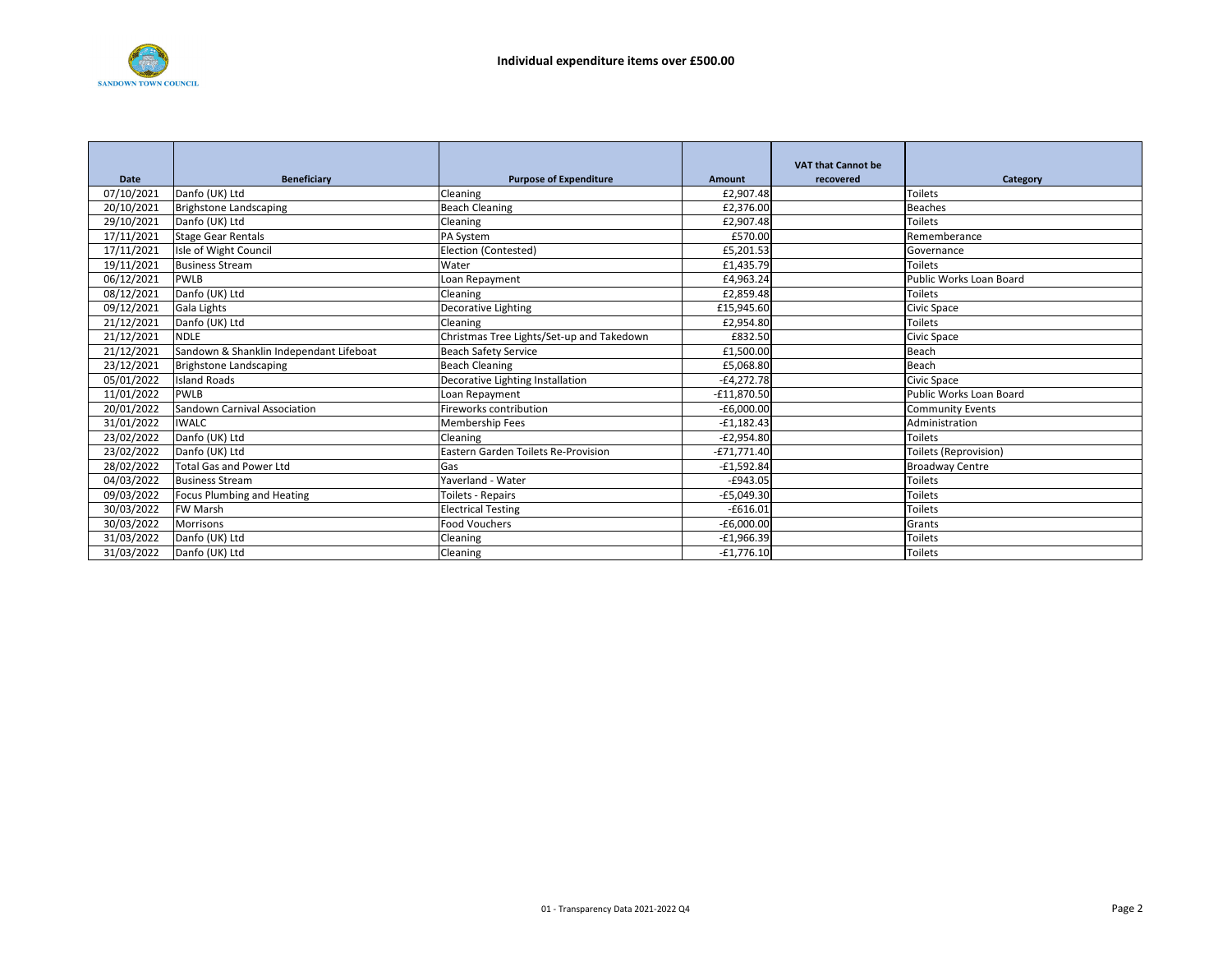## Individual expenditure items over £500.00

| Date | Beneficiary | Purpose of Expenditure | Amount | VAT that Cannot be recovered | Category |
|---|---|---|---|---|---|
| 07/10/2021 | Danfo (UK) Ltd | Cleaning | £2,907.48 | | Toilets |
| 20/10/2021 | Brighstone Landscaping | Beach Cleaning | £2,376.00 | | Beaches |
| 29/10/2021 | Danfo (UK) Ltd | Cleaning | £2,907.48 | | Toilets |
| 17/11/2021 | Stage Gear Rentals | PA System | £570.00 | | Rememberance |
| 17/11/2021 | Isle of Wight Council | Election (Contested) | £5,201.53 | | Governance |
| 19/11/2021 | Business Stream | Water | £1,435.79 | | Toilets |
| 06/12/2021 | PWLB | Loan Repayment | £4,963.24 | | Public Works Loan Board |
| 08/12/2021 | Danfo (UK) Ltd | Cleaning | £2,859.48 | | Toilets |
| 09/12/2021 | Gala Lights | Decorative Lighting | £15,945.60 | | Civic Space |
| 21/12/2021 | Danfo (UK) Ltd | Cleaning | £2,954.80 | | Toilets |
| 21/12/2021 | NDLE | Christmas Tree Lights/Set-up and Takedown | £832.50 | | Civic Space |
| 21/12/2021 | Sandown & Shanklin Independant Lifeboat | Beach Safety Service | £1,500.00 | | Beach |
| 23/12/2021 | Brighstone Landscaping | Beach Cleaning | £5,068.80 | | Beach |
| 05/01/2022 | Island Roads | Decorative Lighting Installation | -£4,272.78 | | Civic Space |
| 11/01/2022 | PWLB | Loan Repayment | -£11,870.50 | | Public Works Loan Board |
| 20/01/2022 | Sandown Carnival Association | Fireworks contribution | -£6,000.00 | | Community Events |
| 31/01/2022 | IWALC | Membership Fees | -£1,182.43 | | Administration |
| 23/02/2022 | Danfo (UK) Ltd | Cleaning | -£2,954.80 | | Toilets |
| 23/02/2022 | Danfo (UK) Ltd | Eastern Garden Toilets Re-Provision | -£71,771.40 | | Toilets (Reprovision) |
| 28/02/2022 | Total Gas and Power Ltd | Gas | -£1,592.84 | | Broadway Centre |
| 04/03/2022 | Business Stream | Yaverland - Water | -£943.05 | | Toilets |
| 09/03/2022 | Focus Plumbing and Heating | Toilets - Repairs | -£5,049.30 | | Toilets |
| 30/03/2022 | FW Marsh | Electrical Testing | -£616.01 | | Toilets |
| 30/03/2022 | Morrisons | Food Vouchers | -£6,000.00 | | Grants |
| 31/03/2022 | Danfo (UK) Ltd | Cleaning | -£1,966.39 | | Toilets |
| 31/03/2022 | Danfo (UK) Ltd | Cleaning | -£1,776.10 | | Toilets |